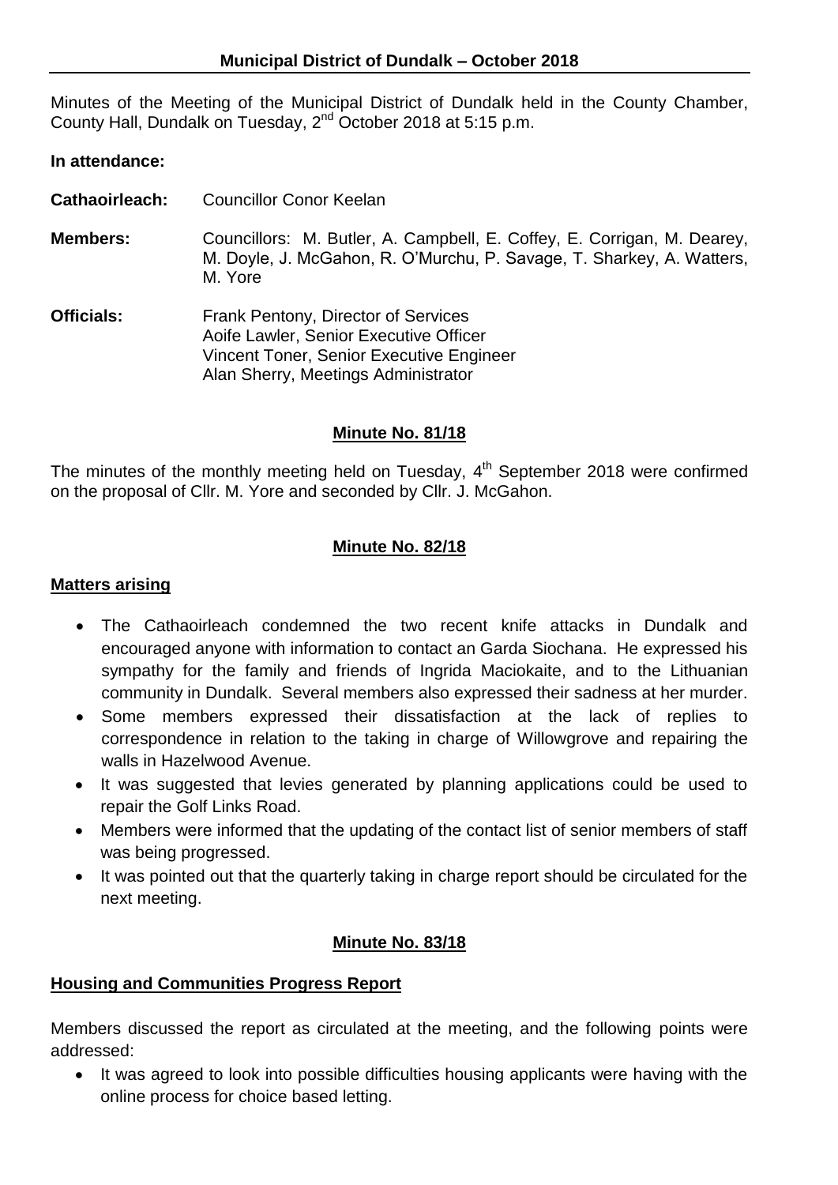# Municipal District of Dundalk – October 2018

Minutes of the Meeting of the Municipal District of Dundalk held in the County Chamber, County Hall, Dundalk on Tuesday, 2nd October 2018 at 5:15 p.m.

**In attendance:**

**Cathaoirleach:** Councillor Conor Keelan

**Members:** Councillors: M. Butler, A. Campbell, E. Coffey, E. Corrigan, M. Dearey, M. Doyle, J. McGahon, R. O'Murchu, P. Savage, T. Sharkey, A. Watters, M. Yore

**Officials:** Frank Pentony, Director of Services
Aoife Lawler, Senior Executive Officer
Vincent Toner, Senior Executive Engineer
Alan Sherry, Meetings Administrator

## Minute No. 81/18

The minutes of the monthly meeting held on Tuesday, 4th September 2018 were confirmed on the proposal of Cllr. M. Yore and seconded by Cllr. J. McGahon.

## Minute No. 82/18

### Matters arising

- The Cathaoirleach condemned the two recent knife attacks in Dundalk and encouraged anyone with information to contact an Garda Siochana. He expressed his sympathy for the family and friends of Ingrida Maciokaite, and to the Lithuanian community in Dundalk. Several members also expressed their sadness at her murder.
- Some members expressed their dissatisfaction at the lack of replies to correspondence in relation to the taking in charge of Willowgrove and repairing the walls in Hazelwood Avenue.
- It was suggested that levies generated by planning applications could be used to repair the Golf Links Road.
- Members were informed that the updating of the contact list of senior members of staff was being progressed.
- It was pointed out that the quarterly taking in charge report should be circulated for the next meeting.

## Minute No. 83/18

### Housing and Communities Progress Report

Members discussed the report as circulated at the meeting, and the following points were addressed:

- It was agreed to look into possible difficulties housing applicants were having with the online process for choice based letting.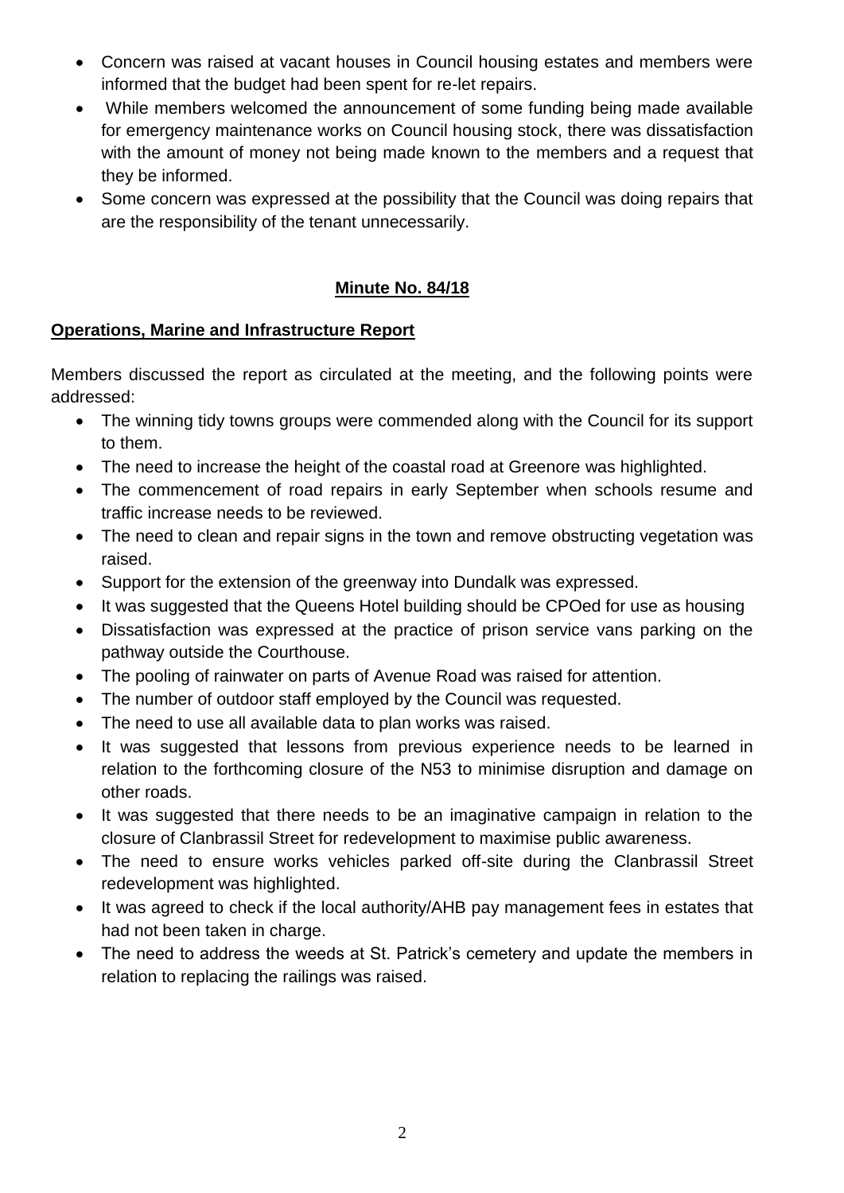- Concern was raised at vacant houses in Council housing estates and members were informed that the budget had been spent for re-let repairs.
- While members welcomed the announcement of some funding being made available for emergency maintenance works on Council housing stock, there was dissatisfaction with the amount of money not being made known to the members and a request that they be informed.
- Some concern was expressed at the possibility that the Council was doing repairs that are the responsibility of the tenant unnecessarily.

**Minute No. 84/18**

**Operations, Marine and Infrastructure Report**

Members discussed the report as circulated at the meeting, and the following points were addressed:

- The winning tidy towns groups were commended along with the Council for its support to them.
- The need to increase the height of the coastal road at Greenore was highlighted.
- The commencement of road repairs in early September when schools resume and traffic increase needs to be reviewed.
- The need to clean and repair signs in the town and remove obstructing vegetation was raised.
- Support for the extension of the greenway into Dundalk was expressed.
- It was suggested that the Queens Hotel building should be CPOed for use as housing
- Dissatisfaction was expressed at the practice of prison service vans parking on the pathway outside the Courthouse.
- The pooling of rainwater on parts of Avenue Road was raised for attention.
- The number of outdoor staff employed by the Council was requested.
- The need to use all available data to plan works was raised.
- It was suggested that lessons from previous experience needs to be learned in relation to the forthcoming closure of the N53 to minimise disruption and damage on other roads.
- It was suggested that there needs to be an imaginative campaign in relation to the closure of Clanbrassil Street for redevelopment to maximise public awareness.
- The need to ensure works vehicles parked off-site during the Clanbrassil Street redevelopment was highlighted.
- It was agreed to check if the local authority/AHB pay management fees in estates that had not been taken in charge.
- The need to address the weeds at St. Patrick's cemetery and update the members in relation to replacing the railings was raised.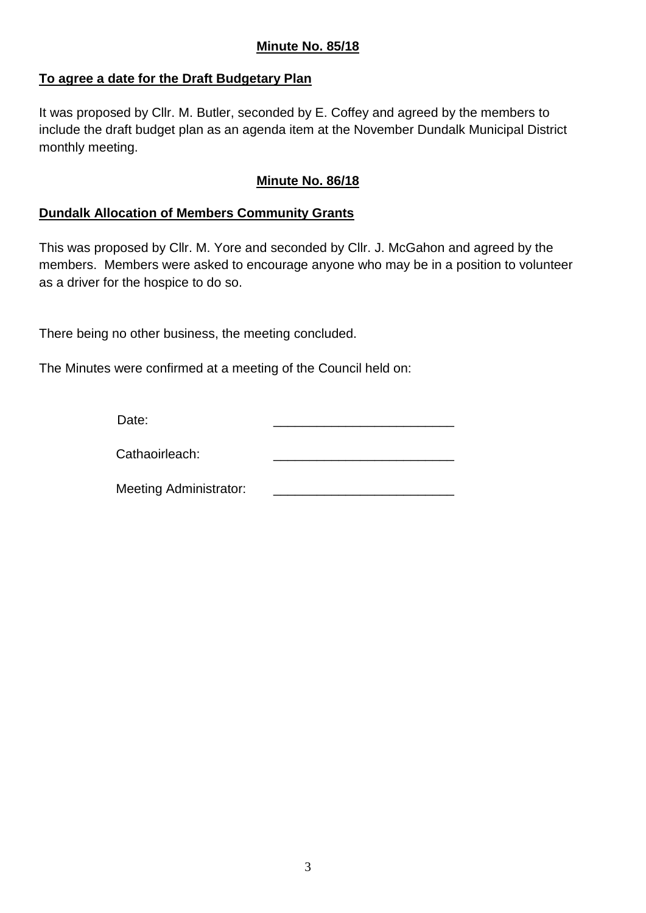**Minute No. 85/18**

**To agree a date for the Draft Budgetary Plan**

It was proposed by Cllr. M. Butler, seconded by E. Coffey and agreed by the members to include the draft budget plan as an agenda item at the November Dundalk Municipal District monthly meeting.

**Minute No. 86/18**

**Dundalk Allocation of Members Community Grants**

This was proposed by Cllr. M. Yore and seconded by Cllr. J. McGahon and agreed by the members. Members were asked to encourage anyone who may be in a position to volunteer as a driver for the hospice to do so.

There being no other business, the meeting concluded.

The Minutes were confirmed at a meeting of the Council held on:

Date: _________________________

Cathaoirleach: _________________________

Meeting Administrator: _________________________